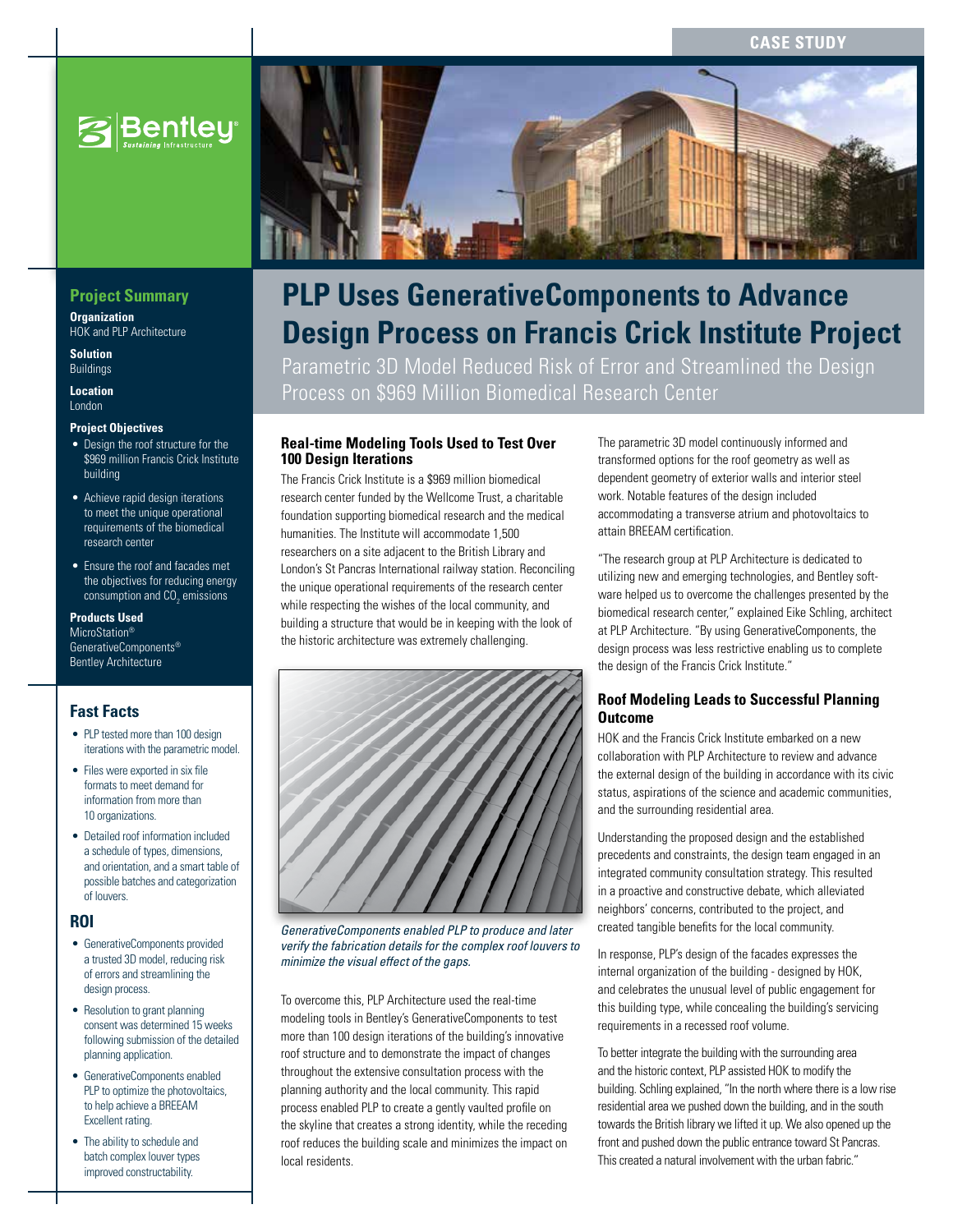CASE STUDY

# PLP Uses GenerativeComponents to Advance Design Process on Francis Crick Institute Project

Parametric 3D Model Reduced Risk of Error and Streamlined the Design Process on $969 Million Biomedical Research Center

## Project Summary

**Organization**
HOK and PLP Architecture

**Solution**
Buildings

**Location**
London

**Project Objectives**

- Design the roof structure for the $969 million Francis Crick Institute building
- Achieve rapid design iterations to meet the unique operational requirements of the biomedical research center
- Ensure the roof and facades met the objectives for reducing energy consumption and $CO_2$ emissions

**Products Used**
MicroStation®
GenerativeComponents®
Bentley Architecture

## Fast Facts

- PLP tested more than 100 design iterations with the parametric model.
- Files were exported in six file formats to meet demand for information from more than 10 organizations.
- Detailed roof information included a schedule of types, dimensions, and orientation, and a smart table of possible batches and categorization of louvers.

## ROI

- GenerativeComponents provided a trusted 3D model, reducing risk of errors and streamlining the design process.
- Resolution to grant planning consent was determined 15 weeks following submission of the detailed planning application.
- GenerativeComponents enabled PLP to optimize the photovoltaics, to help achieve a BREEAM Excellent rating.
- The ability to schedule and batch complex louver types improved constructability.

### Real-time Modeling Tools Used to Test Over 100 Design Iterations

The Francis Crick Institute is a $969 million biomedical research center funded by the Wellcome Trust, a charitable foundation supporting biomedical research and the medical humanities. The Institute will accommodate 1,500 researchers on a site adjacent to the British Library and London's St Pancras International railway station. Reconciling the unique operational requirements of the research center while respecting the wishes of the local community, and building a structure that would be in keeping with the look of the historic architecture was extremely challenging.

*GenerativeComponents enabled PLP to produce and later verify the fabrication details for the complex roof louvers to minimize the visual effect of the gaps.*

To overcome this, PLP Architecture used the real-time modeling tools in Bentley's GenerativeComponents to test more than 100 design iterations of the building's innovative roof structure and to demonstrate the impact of changes throughout the extensive consultation process with the planning authority and the local community. This rapid process enabled PLP to create a gently vaulted profile on the skyline that creates a strong identity, while the receding roof reduces the building scale and minimizes the impact on local residents.

The parametric 3D model continuously informed and transformed options for the roof geometry as well as dependent geometry of exterior walls and interior steel work. Notable features of the design included accommodating a transverse atrium and photovoltaics to attain BREEAM certification.

"The research group at PLP Architecture is dedicated to utilizing new and emerging technologies, and Bentley software helped us to overcome the challenges presented by the biomedical research center," explained Eike Schling, architect at PLP Architecture. "By using GenerativeComponents, the design process was less restrictive enabling us to complete the design of the Francis Crick Institute."

### Roof Modeling Leads to Successful Planning Outcome

HOK and the Francis Crick Institute embarked on a new collaboration with PLP Architecture to review and advance the external design of the building in accordance with its civic status, aspirations of the science and academic communities, and the surrounding residential area.

Understanding the proposed design and the established precedents and constraints, the design team engaged in an integrated community consultation strategy. This resulted in a proactive and constructive debate, which alleviated neighbors' concerns, contributed to the project, and created tangible benefits for the local community.

In response, PLP's design of the facades expresses the internal organization of the building - designed by HOK, and celebrates the unusual level of public engagement for this building type, while concealing the building's servicing requirements in a recessed roof volume.

To better integrate the building with the surrounding area and the historic context, PLP assisted HOK to modify the building. Schling explained, "In the north where there is a low rise residential area we pushed down the building, and in the south towards the British library we lifted it up. We also opened up the front and pushed down the public entrance toward St Pancras. This created a natural involvement with the urban fabric."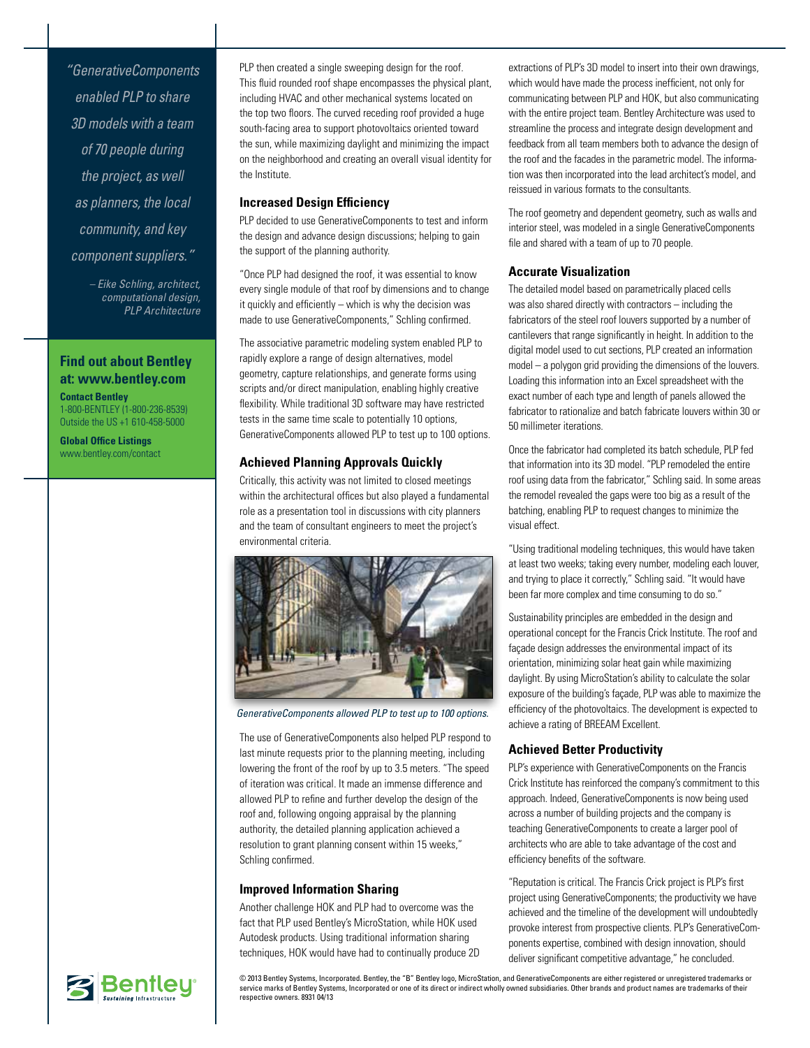*"GenerativeComponents enabled PLP to share 3D models with a team of 70 people during the project, as well as planners, the local community, and key component suppliers."*

*– Eike Schling, architect, computational design, PLP Architecture*

**Find out about Bentley at: www.bentley.com**

**Contact Bentley**
1-800-BENTLEY (1-800-236-8539)
Outside the US +1 610-458-5000

**Global Office Listings**
www.bentley.com/contact

PLP then created a single sweeping design for the roof. This fluid rounded roof shape encompasses the physical plant, including HVAC and other mechanical systems located on the top two floors. The curved receding roof provided a huge south-facing area to support photovoltaics oriented toward the sun, while maximizing daylight and minimizing the impact on the neighborhood and creating an overall visual identity for the Institute.

### Increased Design Efficiency

PLP decided to use GenerativeComponents to test and inform the design and advance design discussions; helping to gain the support of the planning authority.

"Once PLP had designed the roof, it was essential to know every single module of that roof by dimensions and to change it quickly and efficiently – which is why the decision was made to use GenerativeComponents," Schling confirmed.

The associative parametric modeling system enabled PLP to rapidly explore a range of design alternatives, model geometry, capture relationships, and generate forms using scripts and/or direct manipulation, enabling highly creative flexibility. While traditional 3D software may have restricted tests in the same time scale to potentially 10 options, GenerativeComponents allowed PLP to test up to 100 options.

### Achieved Planning Approvals Quickly

Critically, this activity was not limited to closed meetings within the architectural offices but also played a fundamental role as a presentation tool in discussions with city planners and the team of consultant engineers to meet the project's environmental criteria.

*GenerativeComponents allowed PLP to test up to 100 options.*

The use of GenerativeComponents also helped PLP respond to last minute requests prior to the planning meeting, including lowering the front of the roof by up to 3.5 meters. "The speed of iteration was critical. It made an immense difference and allowed PLP to refine and further develop the design of the roof and, following ongoing appraisal by the planning authority, the detailed planning application achieved a resolution to grant planning consent within 15 weeks," Schling confirmed.

### Improved Information Sharing

Another challenge HOK and PLP had to overcome was the fact that PLP used Bentley's MicroStation, while HOK used Autodesk products. Using traditional information sharing techniques, HOK would have had to continually produce 2D extractions of PLP's 3D model to insert into their own drawings, which would have made the process inefficient, not only for communicating between PLP and HOK, but also communicating with the entire project team. Bentley Architecture was used to streamline the process and integrate design development and feedback from all team members both to advance the design of the roof and the facades in the parametric model. The information was then incorporated into the lead architect's model, and reissued in various formats to the consultants.

The roof geometry and dependent geometry, such as walls and interior steel, was modeled in a single GenerativeComponents file and shared with a team of up to 70 people.

### Accurate Visualization

The detailed model based on parametrically placed cells was also shared directly with contractors – including the fabricators of the steel roof louvers supported by a number of cantilevers that range significantly in height. In addition to the digital model used to cut sections, PLP created an information model – a polygon grid providing the dimensions of the louvers. Loading this information into an Excel spreadsheet with the exact number of each type and length of panels allowed the fabricator to rationalize and batch fabricate louvers within 30 or 50 millimeter iterations.

Once the fabricator had completed its batch schedule, PLP fed that information into its 3D model. "PLP remodeled the entire roof using data from the fabricator," Schling said. In some areas the remodel revealed the gaps were too big as a result of the batching, enabling PLP to request changes to minimize the visual effect.

"Using traditional modeling techniques, this would have taken at least two weeks; taking every number, modeling each louver, and trying to place it correctly," Schling said. "It would have been far more complex and time consuming to do so."

Sustainability principles are embedded in the design and operational concept for the Francis Crick Institute. The roof and façade design addresses the environmental impact of its orientation, minimizing solar heat gain while maximizing daylight. By using MicroStation's ability to calculate the solar exposure of the building's façade, PLP was able to maximize the efficiency of the photovoltaics. The development is expected to achieve a rating of BREEAM Excellent.

### Achieved Better Productivity

PLP's experience with GenerativeComponents on the Francis Crick Institute has reinforced the company's commitment to this approach. Indeed, GenerativeComponents is now being used across a number of building projects and the company is teaching GenerativeComponents to create a larger pool of architects who are able to take advantage of the cost and efficiency benefits of the software.

"Reputation is critical. The Francis Crick project is PLP's first project using GenerativeComponents; the productivity we have achieved and the timeline of the development will undoubtedly provoke interest from prospective clients. PLP's GenerativeComponents expertise, combined with design innovation, should deliver significant competitive advantage," he concluded.

© 2013 Bentley Systems, Incorporated. Bentley, the "B" Bentley logo, MicroStation, and GenerativeComponents are either registered or unregistered trademarks or service marks of Bentley Systems, Incorporated or one of its direct or indirect wholly owned subsidiaries. Other brands and product names are trademarks of their respective owners. 8931 04/13